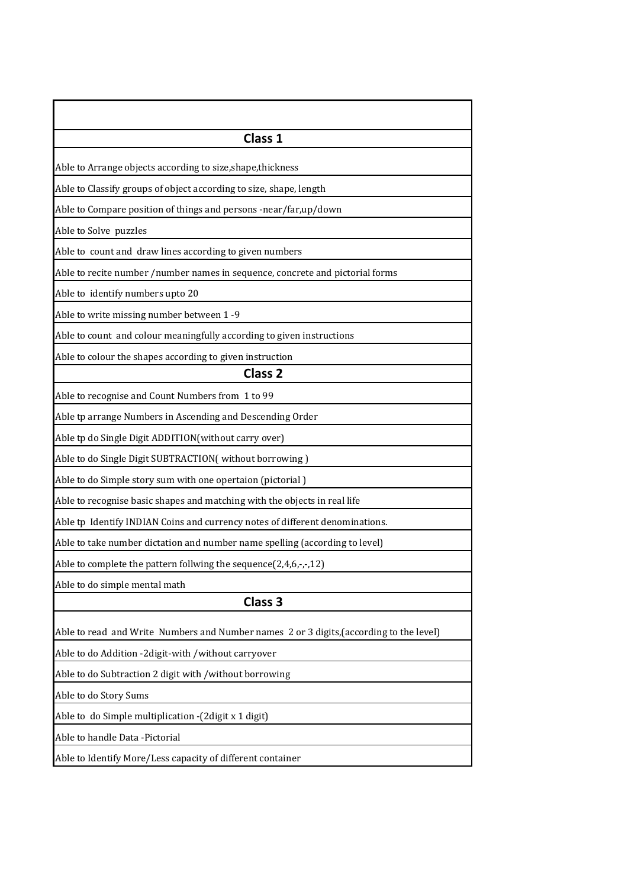| |
|---|
| **Class 1** |
| Able to Arrange objects according to size,shape,thickness |
| Able to Classify groups of object according to size, shape, length |
| Able to Compare position of things and persons -near/far,up/down |
| Able to Solve puzzles |
| Able to count and draw lines according to given numbers |
| Able to recite number /number names in sequence, concrete and pictorial forms |
| Able to identify numbers upto 20 |
| Able to write missing number between 1 -9 |
| Able to count and colour meaningfully according to given instructions |
| Able to colour the shapes according to given instruction |
| **Class 2** |
| Able to recognise and Count Numbers from 1 to 99 |
| Able tp arrange Numbers in Ascending and Descending Order |
| Able tp do Single Digit ADDITION(without carry over) |
| Able to do Single Digit SUBTRACTION( without borrowing ) |
| Able to do Simple story sum with one opertaion (pictorial ) |
| Able to recognise basic shapes and matching with the objects in real life |
| Able tp Identify INDIAN Coins and currency notes of different denominations. |
| Able to take number dictation and number name spelling (according to level) |
| Able to complete the pattern follwing the sequence(2,4,6,-,-,12) |
| Able to do simple mental math |
| **Class 3** |
| Able to read and Write Numbers and Number names 2 or 3 digits,(according to the level) |
| Able to do Addition -2digit-with /without carryover |
| Able to do Subtraction 2 digit with /without borrowing |
| Able to do Story Sums |
| Able to do Simple multiplication -(2digit x 1 digit) |
| Able to handle Data -Pictorial |
| Able to Identify More/Less capacity of different container |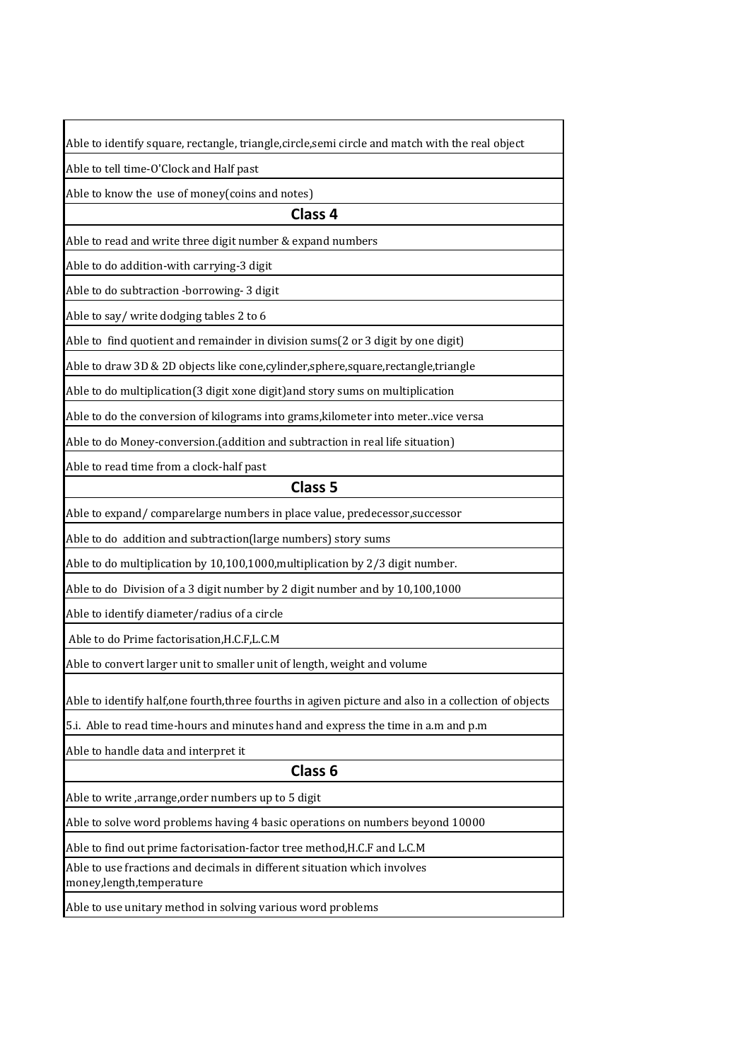| |
|---|
| Able to identify square, rectangle, triangle,circle,semi circle and match with the real object |
| Able to tell time-O'Clock and Half past |
| Able to know the  use of money(coins and notes) |
| **Class 4** |
| Able to read and write three digit number & expand numbers |
| Able to do addition-with carrying-3 digit |
| Able to do subtraction -borrowing- 3 digit |
| Able to say/ write dodging tables 2 to 6 |
| Able to  find quotient and remainder in division sums(2 or 3 digit by one digit) |
| Able to draw 3D & 2D objects like cone,cylinder,sphere,square,rectangle,triangle |
| Able to do multiplication(3 digit xone digit)and story sums on multiplication |
| Able to do the conversion of kilograms into grams,kilometer into meter..vice versa |
| Able to do Money-conversion.(addition and subtraction in real life situation) |
| Able to read time from a clock-half past |
| **Class 5** |
| Able to expand/ comparelarge numbers in place value, predecessor,successor |
| Able to do  addition and subtraction(large numbers) story sums |
| Able to do multiplication by 10,100,1000,multiplication by 2/3 digit number. |
| Able to do  Division of a 3 digit number by 2 digit number and by 10,100,1000 |
| Able to identify diameter/radius of a circle |
| Able to do Prime factorisation,H.C.F,L.C.M |
| Able to convert larger unit to smaller unit of length, weight and volume |
| Able to identify half,one fourth,three fourths in agiven picture and also in a collection of objects |
| 5.i.  Able to read time-hours and minutes hand and express the time in a.m and p.m |
| Able to handle data and interpret it |
| **Class 6** |
| Able to write ,arrange,order numbers up to 5 digit |
| Able to solve word problems having 4 basic operations on numbers beyond 10000 |
| Able to find out prime factorisation-factor tree method,H.C.F and L.C.M |
| Able to use fractions and decimals in different situation which involves money,length,temperature |
| Able to use unitary method in solving various word problems |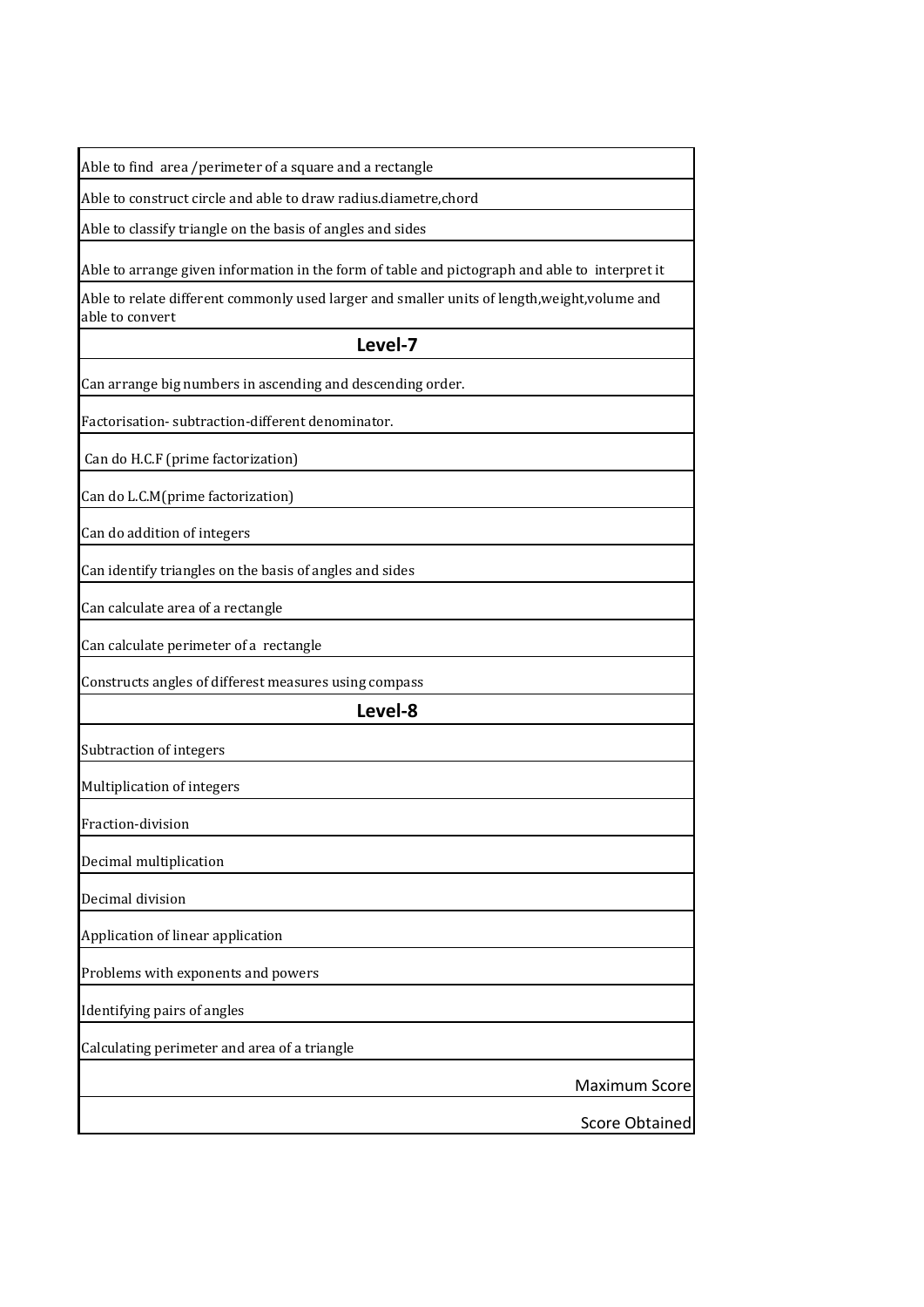| |
|---|
| Able to find area /perimeter of a square and a rectangle |
| Able to construct circle and able to draw radius.diametre,chord |
| Able to classify triangle on the basis of angles and sides |
| Able to arrange given information in the form of table and pictograph and able to interpret it |
| Able to relate different commonly used larger and smaller units of length,weight,volume and able to convert |
| **Level-7** |
| Can arrange big numbers in ascending and descending order. |
| Factorisation- subtraction-different denominator. |
| Can do H.C.F (prime factorization) |
| Can do L.C.M(prime factorization) |
| Can do addition of integers |
| Can identify triangles on the basis of angles and sides |
| Can calculate area of a rectangle |
| Can calculate perimeter of a rectangle |
| Constructs angles of differest measures using compass |
| **Level-8** |
| Subtraction of integers |
| Multiplication of integers |
| Fraction-division |
| Decimal multiplication |
| Decimal division |
| Application of linear application |
| Problems with exponents and powers |
| Identifying pairs of angles |
| Calculating perimeter and area of a triangle |
| Maximum Score |
| Score Obtained |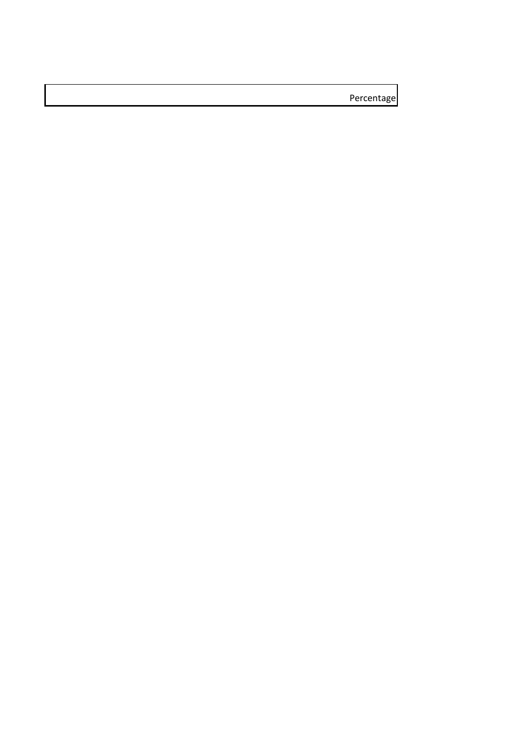| | Percentage |
|---|---|